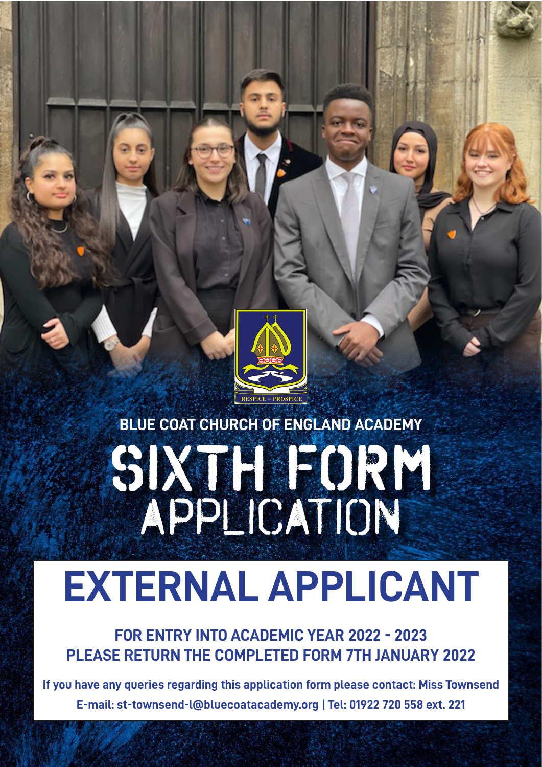RESPICE ≈ PROSPICE

**BLUE COAT CHURCH OF ENGLAND ACADEMY**

# SIXTH FORM APPLICATION

# EXTERNAL APPLICANT

**FOR ENTRY INTO ACADEMIC YEAR 2022 - 2023**
**PLEASE RETURN THE COMPLETED FORM 7TH JANUARY 2022**

**If you have any queries regarding this application form please contact: Miss Townsend**
**E-mail: st-townsend-l@bluecoatacademy.org | Tel: 01922 720 558 ext. 221**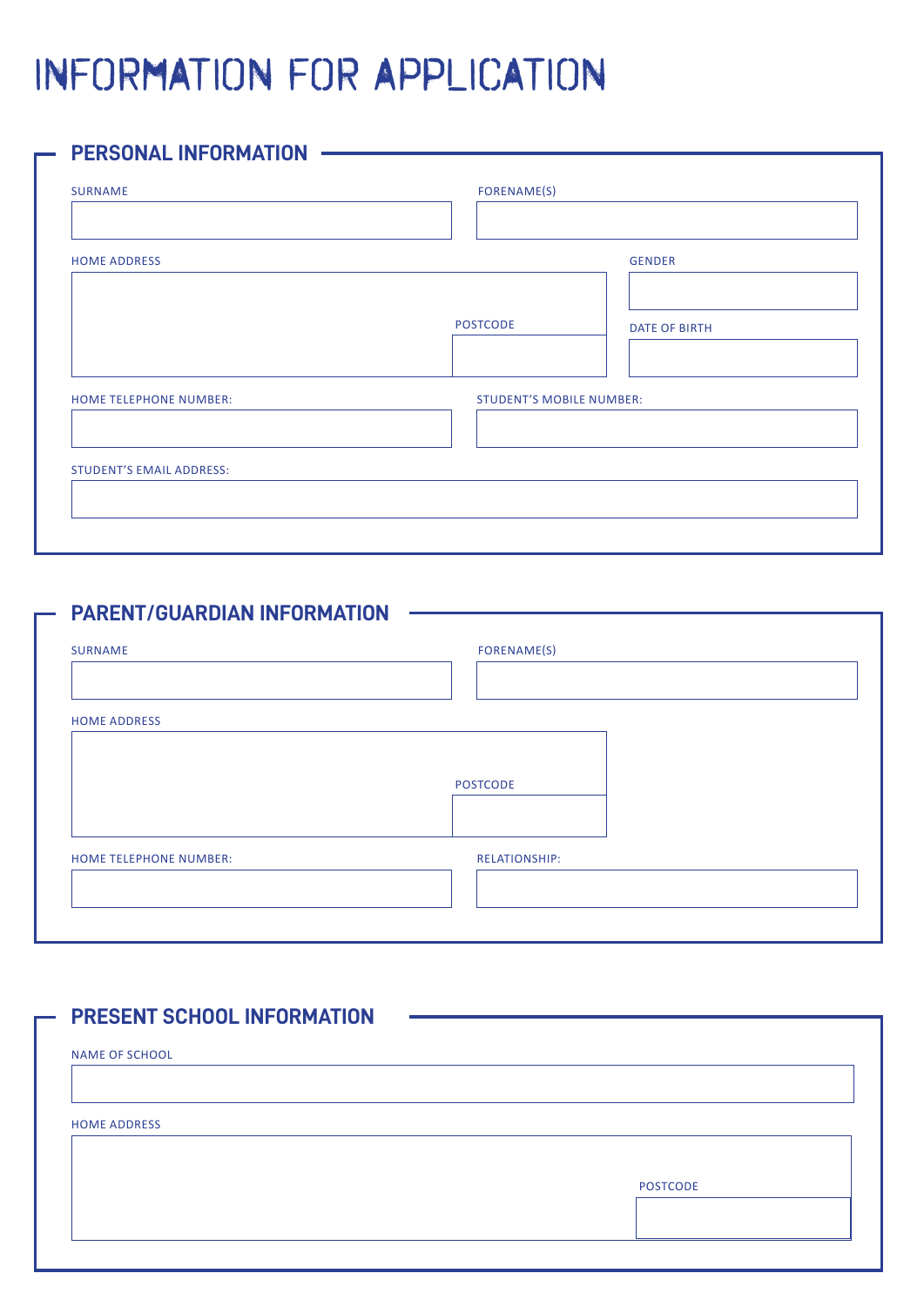# INFORMATION FOR APPLICATION

## PERSONAL INFORMATION

SURNAME

FORENAME(S)

HOME ADDRESS

GENDER

POSTCODE

DATE OF BIRTH

HOME TELEPHONE NUMBER:

STUDENT'S MOBILE NUMBER:

STUDENT'S EMAIL ADDRESS:

## PARENT/GUARDIAN INFORMATION

SURNAME

FORENAME(S)

HOME ADDRESS

POSTCODE

HOME TELEPHONE NUMBER:

RELATIONSHIP:

## PRESENT SCHOOL INFORMATION

NAME OF SCHOOL

HOME ADDRESS

POSTCODE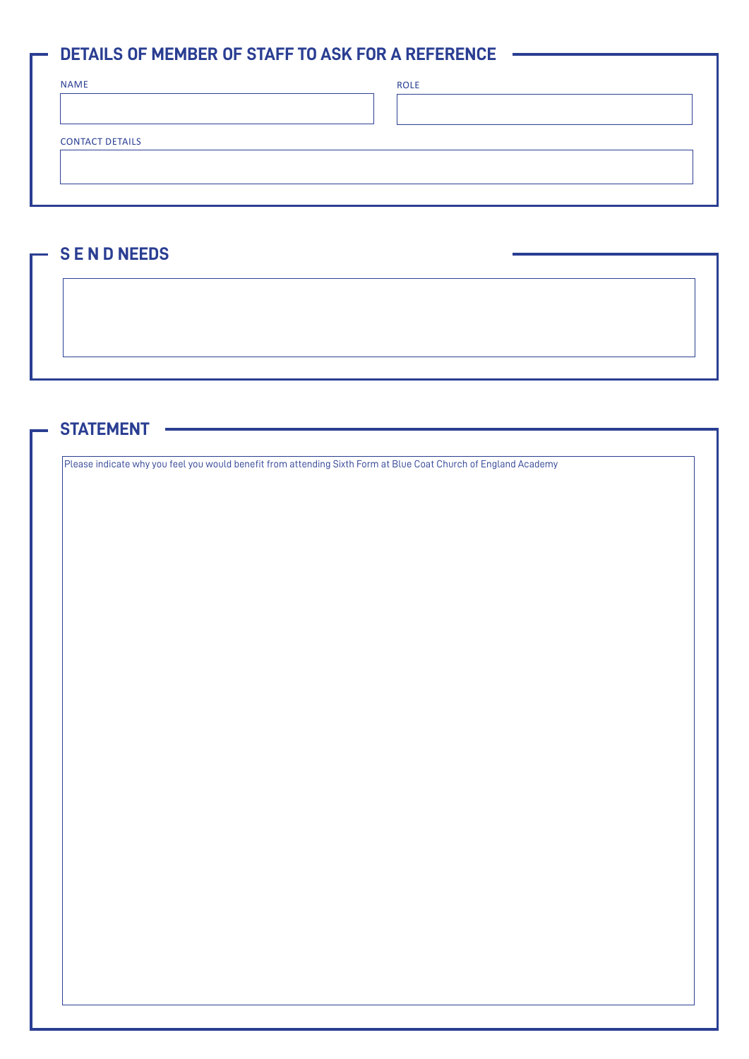## DETAILS OF MEMBER OF STAFF TO ASK FOR A REFERENCE

NAME

ROLE

CONTACT DETAILS

## S E N D NEEDS

## STATEMENT

Please indicate why you feel you would benefit from attending Sixth Form at Blue Coat Church of England Academy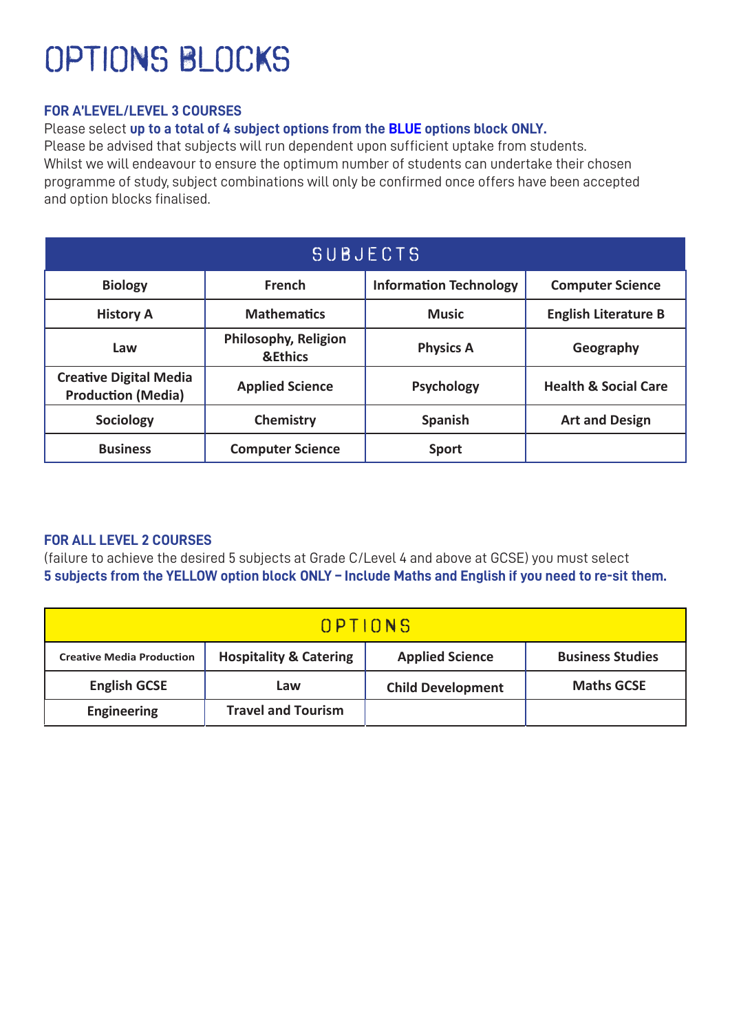# OPTIONS BLOCKS

**FOR A'LEVEL/LEVEL 3 COURSES**

Please select **up to a total of 4 subject options from the BLUE options block ONLY.**
Please be advised that subjects will run dependent upon sufficient uptake from students.
Whilst we will endeavour to ensure the optimum number of students can undertake their chosen programme of study, subject combinations will only be confirmed once offers have been accepted and option blocks finalised.

| SUBJECTS | | | |
|---|---|---|---|
| Biology | French | Information Technology | Computer Science |
| History A | Mathematics | Music | English Literature B |
| Law | Philosophy, Religion &Ethics | Physics A | Geography |
| Creative Digital Media Production (Media) | Applied Science | Psychology | Health & Social Care |
| Sociology | Chemistry | Spanish | Art and Design |
| Business | Computer Science | Sport | |

**FOR ALL LEVEL 2 COURSES**

(failure to achieve the desired 5 subjects at Grade C/Level 4 and above at GCSE) you must select
**5 subjects from the YELLOW option block ONLY – Include Maths and English if you need to re-sit them.**

| OPTIONS | | | |
|---|---|---|---|
| Creative Media Production | Hospitality & Catering | Applied Science | Business Studies |
| English GCSE | Law | Child Development | Maths GCSE |
| Engineering | Travel and Tourism | | |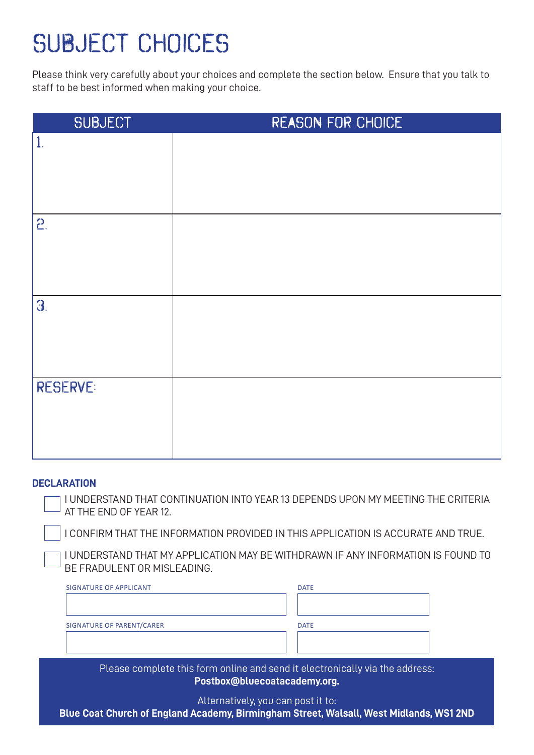# SUBJECT CHOICES

Please think very carefully about your choices and complete the section below. Ensure that you talk to staff to be best informed when making your choice.

| SUBJECT | REASON FOR CHOICE |
|---|---|
| 1. | |
| 2. | |
| 3. | |
| RESERVE: | |

**DECLARATION**

- ☐ I UNDERSTAND THAT CONTINUATION INTO YEAR 13 DEPENDS UPON MY MEETING THE CRITERIA AT THE END OF YEAR 12.
- ☐ I CONFIRM THAT THE INFORMATION PROVIDED IN THIS APPLICATION IS ACCURATE AND TRUE.
- ☐ I UNDERSTAND THAT MY APPLICATION MAY BE WITHDRAWN IF ANY INFORMATION IS FOUND TO BE FRADULENT OR MISLEADING.

| SIGNATURE OF APPLICANT | DATE |
|---|---|
| | |

| SIGNATURE OF PARENT/CARER | DATE |
|---|---|
| | |

Please complete this form online and send it electronically via the address:
**Postbox@bluecoatacademy.org.**

Alternatively, you can post it to:
**Blue Coat Church of England Academy, Birmingham Street, Walsall, West Midlands, WS1 2ND**